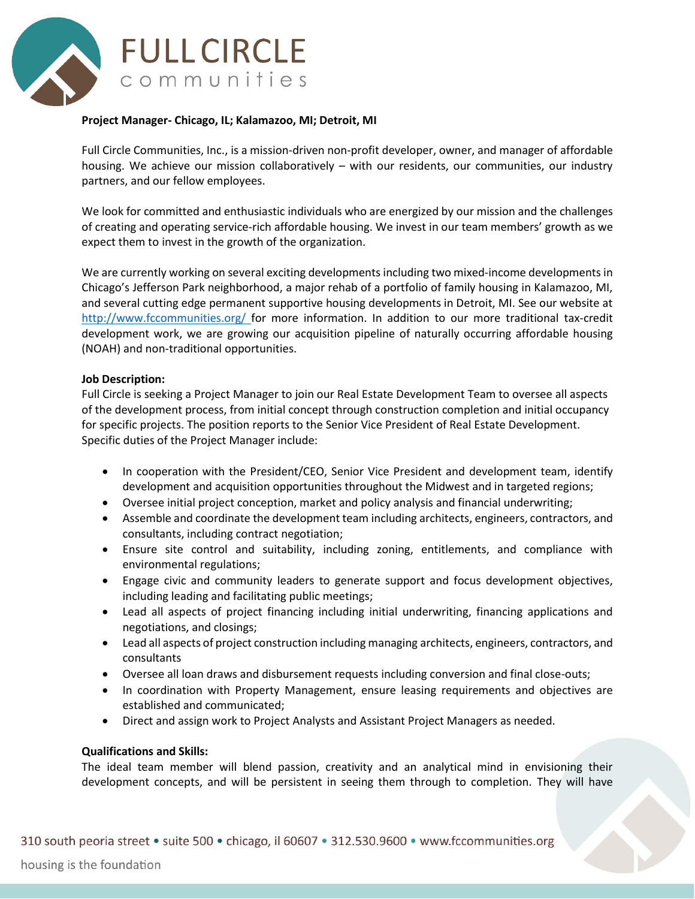# FULL CIRCLE communities

**Project Manager- Chicago, IL; Kalamazoo, MI; Detroit, MI**

Full Circle Communities, Inc., is a mission-driven non-profit developer, owner, and manager of affordable housing. We achieve our mission collaboratively – with our residents, our communities, our industry partners, and our fellow employees.

We look for committed and enthusiastic individuals who are energized by our mission and the challenges of creating and operating service-rich affordable housing. We invest in our team members' growth as we expect them to invest in the growth of the organization.

We are currently working on several exciting developments including two mixed-income developments in Chicago's Jefferson Park neighborhood, a major rehab of a portfolio of family housing in Kalamazoo, MI, and several cutting edge permanent supportive housing developments in Detroit, MI. See our website at http://www.fccommunities.org/ for more information. In addition to our more traditional tax-credit development work, we are growing our acquisition pipeline of naturally occurring affordable housing (NOAH) and non-traditional opportunities.

**Job Description:**

Full Circle is seeking a Project Manager to join our Real Estate Development Team to oversee all aspects of the development process, from initial concept through construction completion and initial occupancy for specific projects. The position reports to the Senior Vice President of Real Estate Development. Specific duties of the Project Manager include:

- In cooperation with the President/CEO, Senior Vice President and development team, identify development and acquisition opportunities throughout the Midwest and in targeted regions;
- Oversee initial project conception, market and policy analysis and financial underwriting;
- Assemble and coordinate the development team including architects, engineers, contractors, and consultants, including contract negotiation;
- Ensure site control and suitability, including zoning, entitlements, and compliance with environmental regulations;
- Engage civic and community leaders to generate support and focus development objectives, including leading and facilitating public meetings;
- Lead all aspects of project financing including initial underwriting, financing applications and negotiations, and closings;
- Lead all aspects of project construction including managing architects, engineers, contractors, and consultants
- Oversee all loan draws and disbursement requests including conversion and final close-outs;
- In coordination with Property Management, ensure leasing requirements and objectives are established and communicated;
- Direct and assign work to Project Analysts and Assistant Project Managers as needed.

**Qualifications and Skills:**

The ideal team member will blend passion, creativity and an analytical mind in envisioning their development concepts, and will be persistent in seeing them through to completion. They will have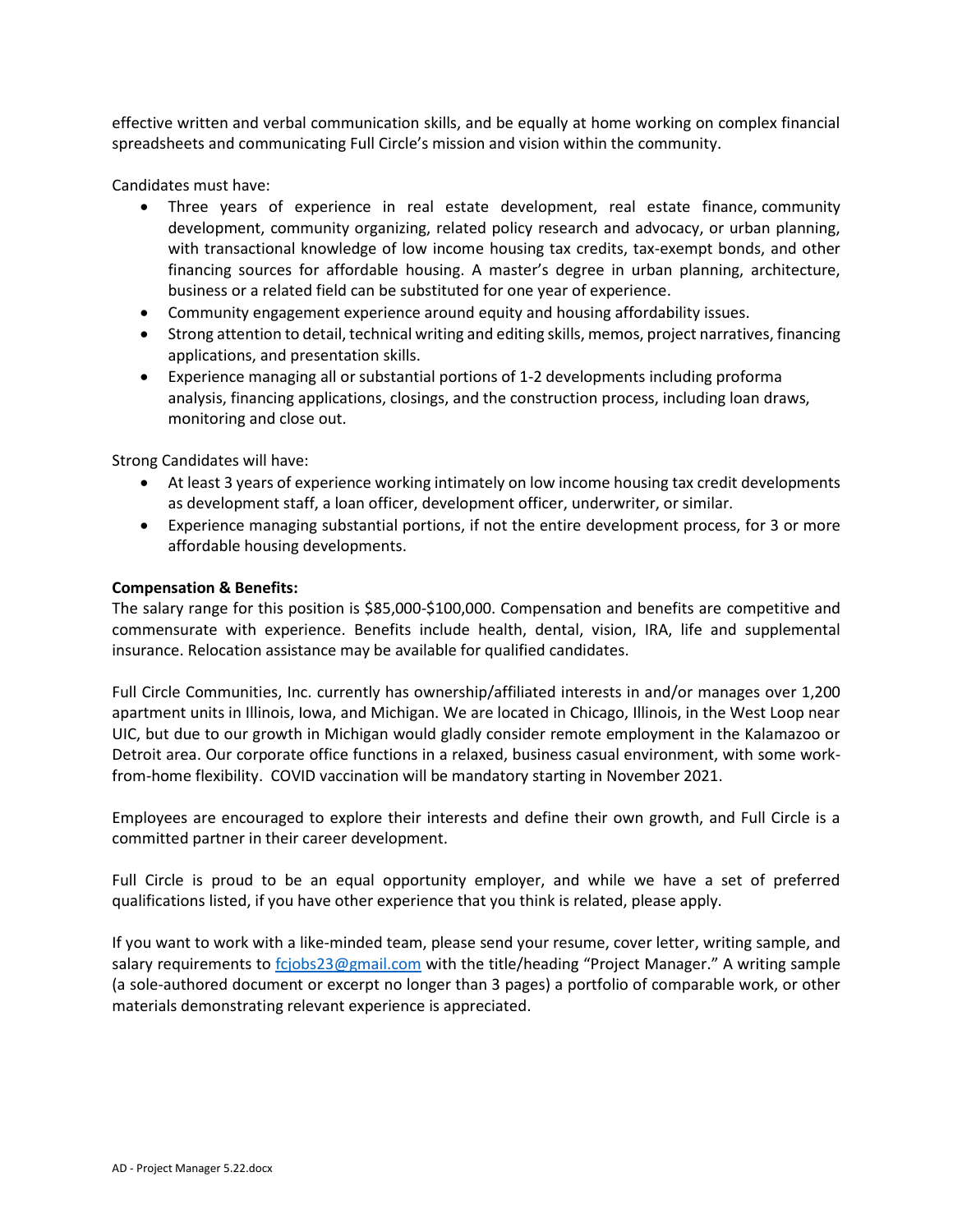effective written and verbal communication skills, and be equally at home working on complex financial spreadsheets and communicating Full Circle's mission and vision within the community.

Candidates must have:

- Three years of experience in real estate development, real estate finance, community development, community organizing, related policy research and advocacy, or urban planning, with transactional knowledge of low income housing tax credits, tax-exempt bonds, and other financing sources for affordable housing. A master's degree in urban planning, architecture, business or a related field can be substituted for one year of experience.
- Community engagement experience around equity and housing affordability issues.
- Strong attention to detail, technical writing and editing skills, memos, project narratives, financing applications, and presentation skills.
- Experience managing all or substantial portions of 1-2 developments including proforma analysis, financing applications, closings, and the construction process, including loan draws, monitoring and close out.

Strong Candidates will have:

- At least 3 years of experience working intimately on low income housing tax credit developments as development staff, a loan officer, development officer, underwriter, or similar.
- Experience managing substantial portions, if not the entire development process, for 3 or more affordable housing developments.

**Compensation & Benefits:**

The salary range for this position is $85,000-$100,000. Compensation and benefits are competitive and commensurate with experience. Benefits include health, dental, vision, IRA, life and supplemental insurance. Relocation assistance may be available for qualified candidates.

Full Circle Communities, Inc. currently has ownership/affiliated interests in and/or manages over 1,200 apartment units in Illinois, Iowa, and Michigan. We are located in Chicago, Illinois, in the West Loop near UIC, but due to our growth in Michigan would gladly consider remote employment in the Kalamazoo or Detroit area. Our corporate office functions in a relaxed, business casual environment, with some work-from-home flexibility. COVID vaccination will be mandatory starting in November 2021.

Employees are encouraged to explore their interests and define their own growth, and Full Circle is a committed partner in their career development.

Full Circle is proud to be an equal opportunity employer, and while we have a set of preferred qualifications listed, if you have other experience that you think is related, please apply.

If you want to work with a like-minded team, please send your resume, cover letter, writing sample, and salary requirements to fcjobs23@gmail.com with the title/heading "Project Manager." A writing sample (a sole-authored document or excerpt no longer than 3 pages) a portfolio of comparable work, or other materials demonstrating relevant experience is appreciated.